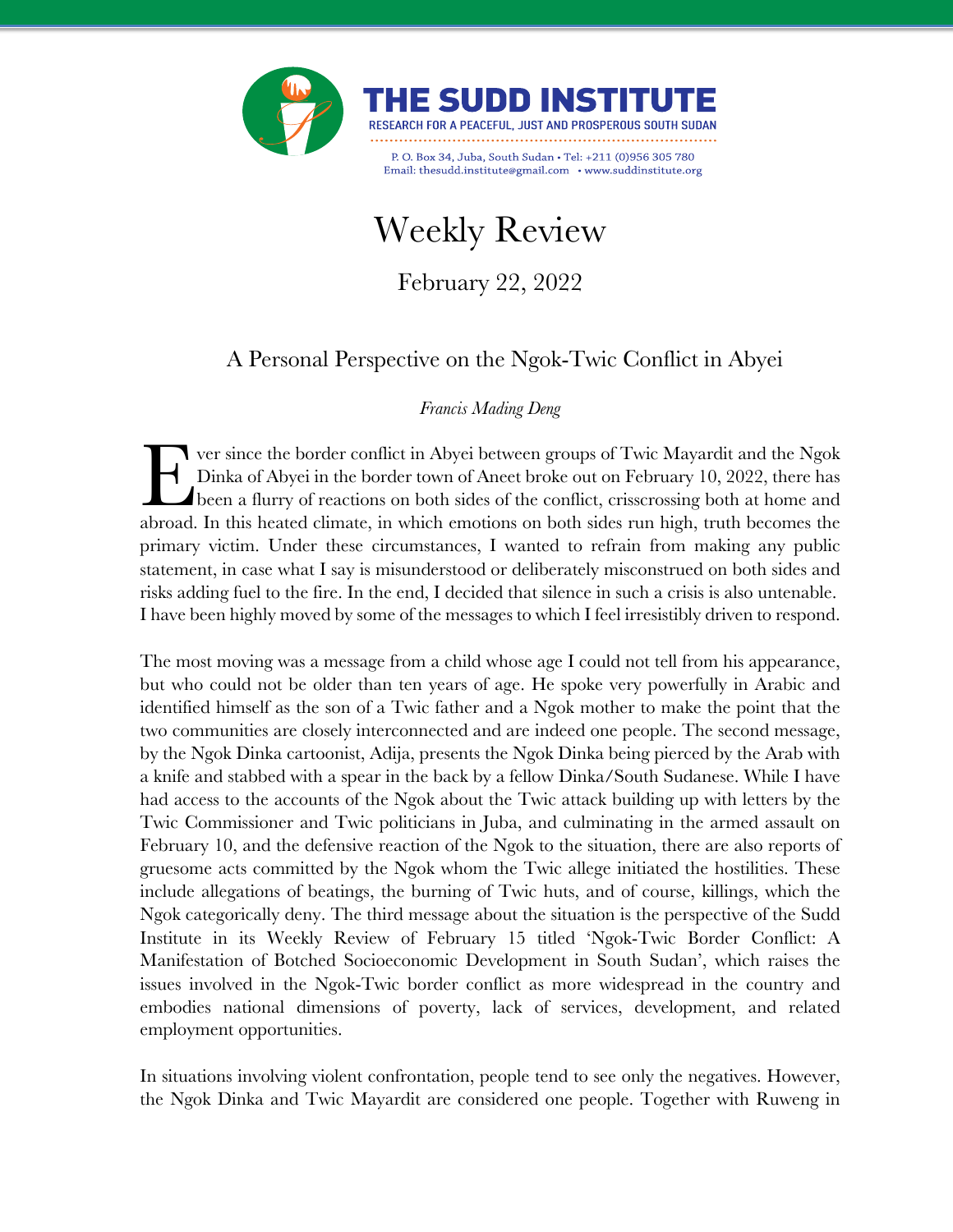# THE SUDD INSTITUTE

RESEARCH FOR A PEACEFUL, JUST AND PROSPEROUS SOUTH SUDAN

P. O. Box 34, Juba, South Sudan • Tel: +211 (0)956 305 780
Email: thesudd.institute@gmail.com • www.suddinstitute.org

# Weekly Review

February 22, 2022

## A Personal Perspective on the Ngok-Twic Conflict in Abyei

*Francis Mading Deng*

Ever since the border conflict in Abyei between groups of Twic Mayardit and the Ngok Dinka of Abyei in the border town of Aneet broke out on February 10, 2022, there has been a flurry of reactions on both sides of the conflict, crisscrossing both at home and abroad. In this heated climate, in which emotions on both sides run high, truth becomes the primary victim. Under these circumstances, I wanted to refrain from making any public statement, in case what I say is misunderstood or deliberately misconstrued on both sides and risks adding fuel to the fire. In the end, I decided that silence in such a crisis is also untenable. I have been highly moved by some of the messages to which I feel irresistibly driven to respond.

The most moving was a message from a child whose age I could not tell from his appearance, but who could not be older than ten years of age. He spoke very powerfully in Arabic and identified himself as the son of a Twic father and a Ngok mother to make the point that the two communities are closely interconnected and are indeed one people. The second message, by the Ngok Dinka cartoonist, Adija, presents the Ngok Dinka being pierced by the Arab with a knife and stabbed with a spear in the back by a fellow Dinka/South Sudanese. While I have had access to the accounts of the Ngok about the Twic attack building up with letters by the Twic Commissioner and Twic politicians in Juba, and culminating in the armed assault on February 10, and the defensive reaction of the Ngok to the situation, there are also reports of gruesome acts committed by the Ngok whom the Twic allege initiated the hostilities. These include allegations of beatings, the burning of Twic huts, and of course, killings, which the Ngok categorically deny. The third message about the situation is the perspective of the Sudd Institute in its Weekly Review of February 15 titled 'Ngok-Twic Border Conflict: A Manifestation of Botched Socioeconomic Development in South Sudan', which raises the issues involved in the Ngok-Twic border conflict as more widespread in the country and embodies national dimensions of poverty, lack of services, development, and related employment opportunities.

In situations involving violent confrontation, people tend to see only the negatives. However, the Ngok Dinka and Twic Mayardit are considered one people. Together with Ruweng in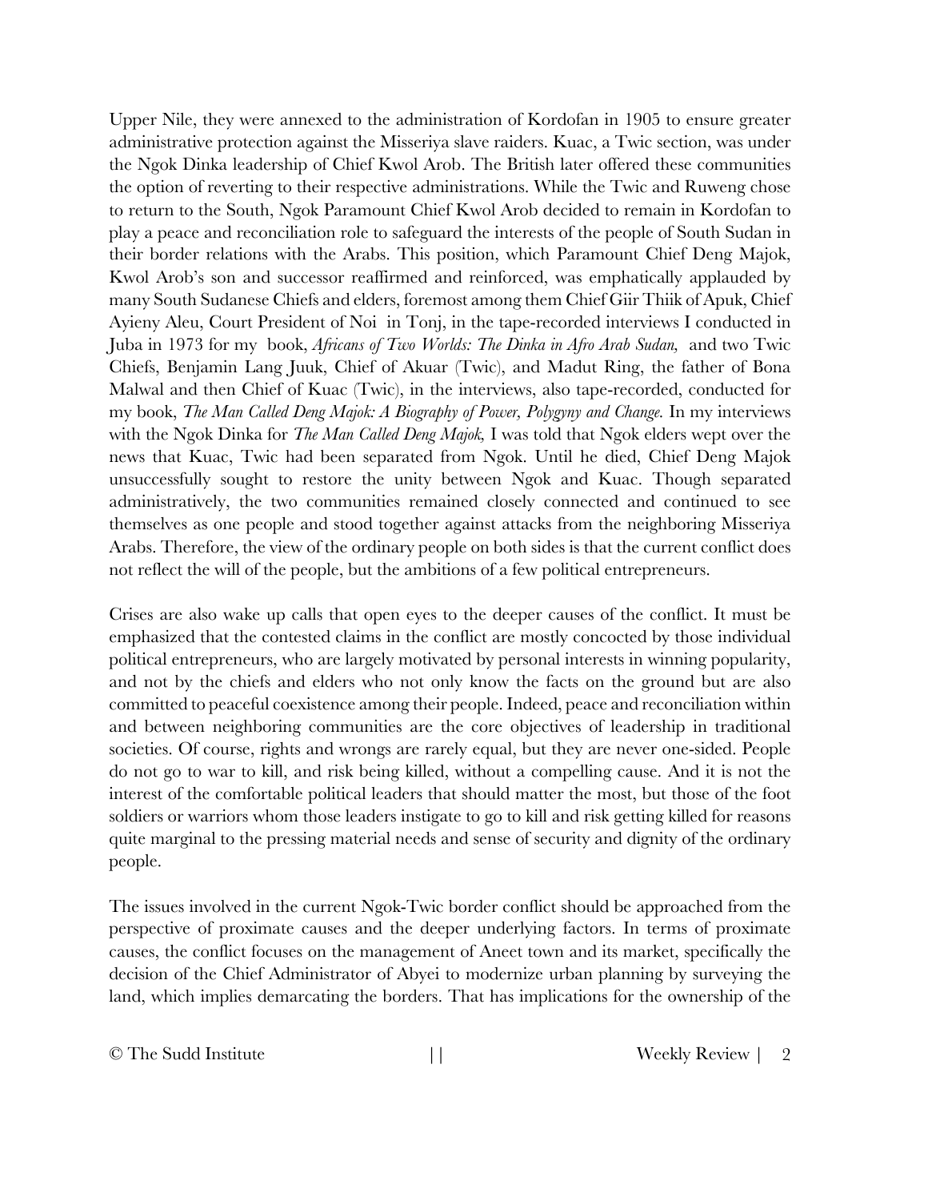Upper Nile, they were annexed to the administration of Kordofan in 1905 to ensure greater administrative protection against the Misseriya slave raiders. Kuac, a Twic section, was under the Ngok Dinka leadership of Chief Kwol Arob. The British later offered these communities the option of reverting to their respective administrations. While the Twic and Ruweng chose to return to the South, Ngok Paramount Chief Kwol Arob decided to remain in Kordofan to play a peace and reconciliation role to safeguard the interests of the people of South Sudan in their border relations with the Arabs. This position, which Paramount Chief Deng Majok, Kwol Arob's son and successor reaffirmed and reinforced, was emphatically applauded by many South Sudanese Chiefs and elders, foremost among them Chief Giir Thiik of Apuk, Chief Ayieny Aleu, Court President of Noi in Tonj, in the tape-recorded interviews I conducted in Juba in 1973 for my book, *Africans of Two Worlds: The Dinka in Afro Arab Sudan,* and two Twic Chiefs, Benjamin Lang Juuk, Chief of Akuar (Twic), and Madut Ring, the father of Bona Malwal and then Chief of Kuac (Twic), in the interviews, also tape-recorded, conducted for my book, *The Man Called Deng Majok: A Biography of Power, Polygyny and Change.* In my interviews with the Ngok Dinka for *The Man Called Deng Majok,* I was told that Ngok elders wept over the news that Kuac, Twic had been separated from Ngok. Until he died, Chief Deng Majok unsuccessfully sought to restore the unity between Ngok and Kuac. Though separated administratively, the two communities remained closely connected and continued to see themselves as one people and stood together against attacks from the neighboring Misseriya Arabs. Therefore, the view of the ordinary people on both sides is that the current conflict does not reflect the will of the people, but the ambitions of a few political entrepreneurs.

Crises are also wake up calls that open eyes to the deeper causes of the conflict. It must be emphasized that the contested claims in the conflict are mostly concocted by those individual political entrepreneurs, who are largely motivated by personal interests in winning popularity, and not by the chiefs and elders who not only know the facts on the ground but are also committed to peaceful coexistence among their people. Indeed, peace and reconciliation within and between neighboring communities are the core objectives of leadership in traditional societies. Of course, rights and wrongs are rarely equal, but they are never one-sided. People do not go to war to kill, and risk being killed, without a compelling cause. And it is not the interest of the comfortable political leaders that should matter the most, but those of the foot soldiers or warriors whom those leaders instigate to go to kill and risk getting killed for reasons quite marginal to the pressing material needs and sense of security and dignity of the ordinary people.

The issues involved in the current Ngok-Twic border conflict should be approached from the perspective of proximate causes and the deeper underlying factors. In terms of proximate causes, the conflict focuses on the management of Aneet town and its market, specifically the decision of the Chief Administrator of Abyei to modernize urban planning by surveying the land, which implies demarcating the borders. That has implications for the ownership of the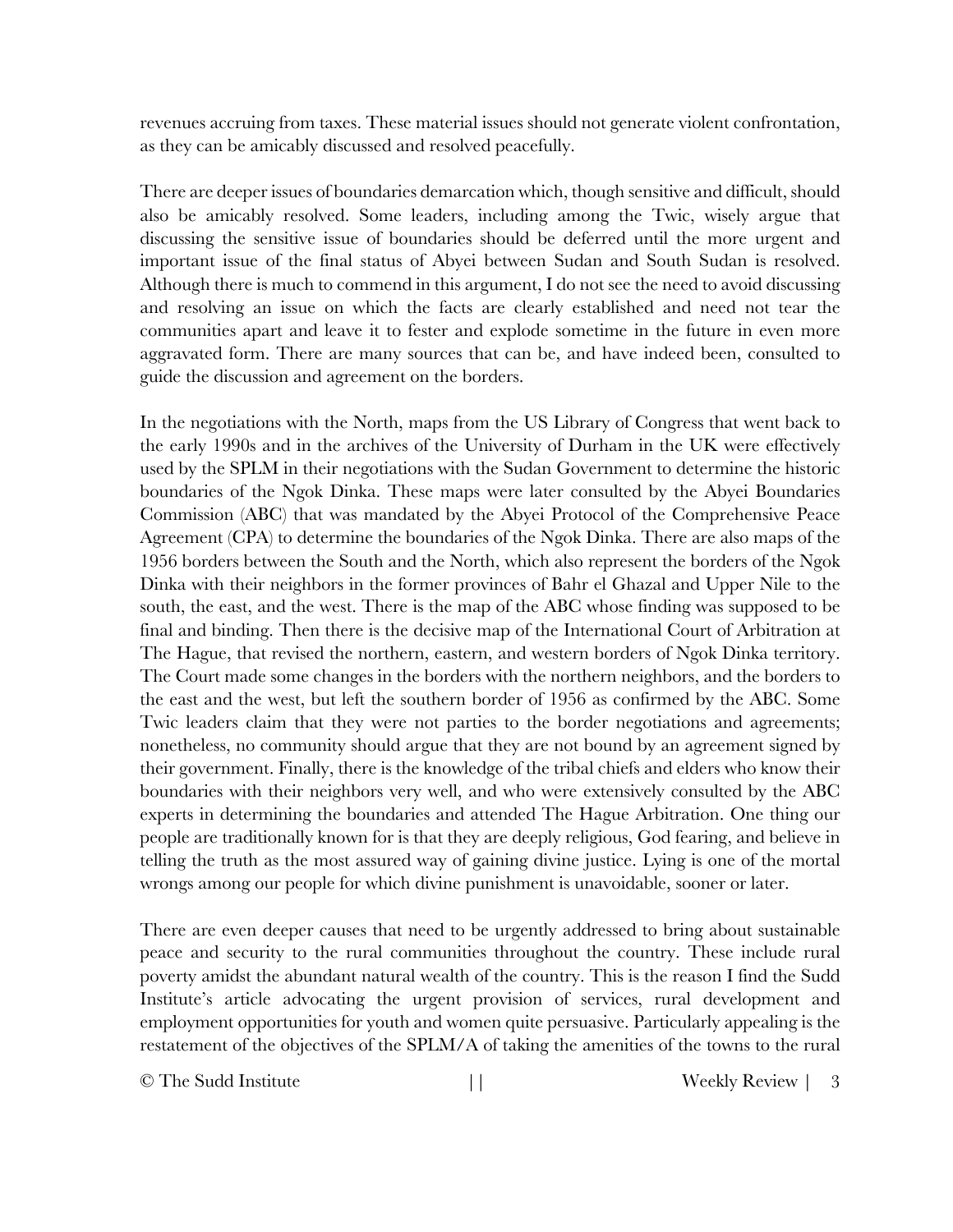revenues accruing from taxes. These material issues should not generate violent confrontation, as they can be amicably discussed and resolved peacefully.

There are deeper issues of boundaries demarcation which, though sensitive and difficult, should also be amicably resolved. Some leaders, including among the Twic, wisely argue that discussing the sensitive issue of boundaries should be deferred until the more urgent and important issue of the final status of Abyei between Sudan and South Sudan is resolved. Although there is much to commend in this argument, I do not see the need to avoid discussing and resolving an issue on which the facts are clearly established and need not tear the communities apart and leave it to fester and explode sometime in the future in even more aggravated form. There are many sources that can be, and have indeed been, consulted to guide the discussion and agreement on the borders.

In the negotiations with the North, maps from the US Library of Congress that went back to the early 1990s and in the archives of the University of Durham in the UK were effectively used by the SPLM in their negotiations with the Sudan Government to determine the historic boundaries of the Ngok Dinka. These maps were later consulted by the Abyei Boundaries Commission (ABC) that was mandated by the Abyei Protocol of the Comprehensive Peace Agreement (CPA) to determine the boundaries of the Ngok Dinka. There are also maps of the 1956 borders between the South and the North, which also represent the borders of the Ngok Dinka with their neighbors in the former provinces of Bahr el Ghazal and Upper Nile to the south, the east, and the west. There is the map of the ABC whose finding was supposed to be final and binding. Then there is the decisive map of the International Court of Arbitration at The Hague, that revised the northern, eastern, and western borders of Ngok Dinka territory. The Court made some changes in the borders with the northern neighbors, and the borders to the east and the west, but left the southern border of 1956 as confirmed by the ABC. Some Twic leaders claim that they were not parties to the border negotiations and agreements; nonetheless, no community should argue that they are not bound by an agreement signed by their government. Finally, there is the knowledge of the tribal chiefs and elders who know their boundaries with their neighbors very well, and who were extensively consulted by the ABC experts in determining the boundaries and attended The Hague Arbitration. One thing our people are traditionally known for is that they are deeply religious, God fearing, and believe in telling the truth as the most assured way of gaining divine justice. Lying is one of the mortal wrongs among our people for which divine punishment is unavoidable, sooner or later.

There are even deeper causes that need to be urgently addressed to bring about sustainable peace and security to the rural communities throughout the country. These include rural poverty amidst the abundant natural wealth of the country. This is the reason I find the Sudd Institute's article advocating the urgent provision of services, rural development and employment opportunities for youth and women quite persuasive. Particularly appealing is the restatement of the objectives of the SPLM/A of taking the amenities of the towns to the rural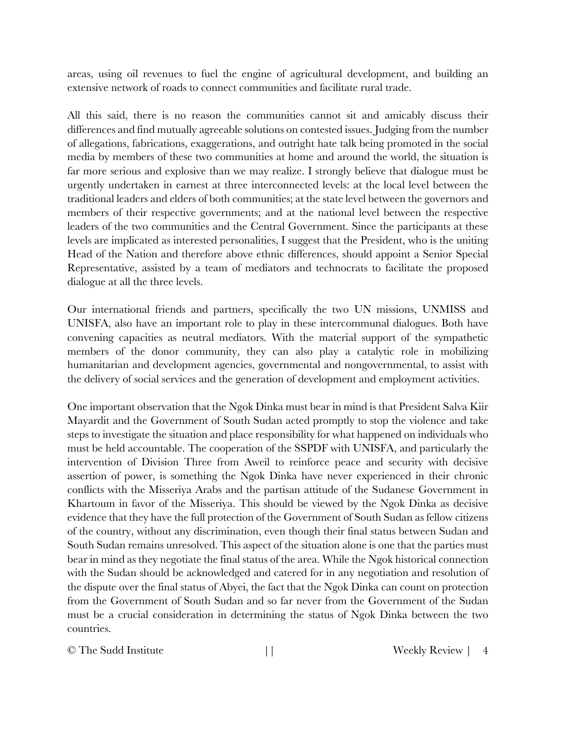areas, using oil revenues to fuel the engine of agricultural development, and building an extensive network of roads to connect communities and facilitate rural trade.

All this said, there is no reason the communities cannot sit and amicably discuss their differences and find mutually agreeable solutions on contested issues. Judging from the number of allegations, fabrications, exaggerations, and outright hate talk being promoted in the social media by members of these two communities at home and around the world, the situation is far more serious and explosive than we may realize. I strongly believe that dialogue must be urgently undertaken in earnest at three interconnected levels: at the local level between the traditional leaders and elders of both communities; at the state level between the governors and members of their respective governments; and at the national level between the respective leaders of the two communities and the Central Government. Since the participants at these levels are implicated as interested personalities, I suggest that the President, who is the uniting Head of the Nation and therefore above ethnic differences, should appoint a Senior Special Representative, assisted by a team of mediators and technocrats to facilitate the proposed dialogue at all the three levels.

Our international friends and partners, specifically the two UN missions, UNMISS and UNISFA, also have an important role to play in these intercommunal dialogues. Both have convening capacities as neutral mediators. With the material support of the sympathetic members of the donor community, they can also play a catalytic role in mobilizing humanitarian and development agencies, governmental and nongovernmental, to assist with the delivery of social services and the generation of development and employment activities.

One important observation that the Ngok Dinka must bear in mind is that President Salva Kiir Mayardit and the Government of South Sudan acted promptly to stop the violence and take steps to investigate the situation and place responsibility for what happened on individuals who must be held accountable. The cooperation of the SSPDF with UNISFA, and particularly the intervention of Division Three from Aweil to reinforce peace and security with decisive assertion of power, is something the Ngok Dinka have never experienced in their chronic conflicts with the Misseriya Arabs and the partisan attitude of the Sudanese Government in Khartoum in favor of the Misseriya. This should be viewed by the Ngok Dinka as decisive evidence that they have the full protection of the Government of South Sudan as fellow citizens of the country, without any discrimination, even though their final status between Sudan and South Sudan remains unresolved. This aspect of the situation alone is one that the parties must bear in mind as they negotiate the final status of the area. While the Ngok historical connection with the Sudan should be acknowledged and catered for in any negotiation and resolution of the dispute over the final status of Abyei, the fact that the Ngok Dinka can count on protection from the Government of South Sudan and so far never from the Government of the Sudan must be a crucial consideration in determining the status of Ngok Dinka between the two countries.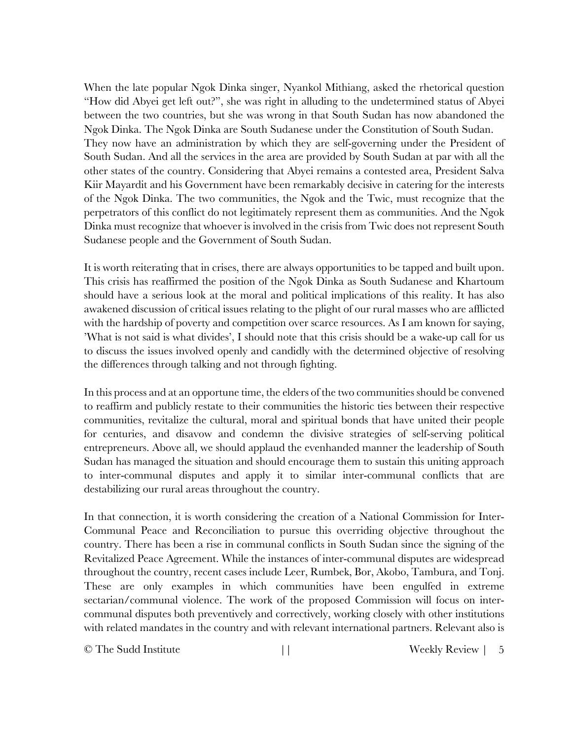When the late popular Ngok Dinka singer, Nyankol Mithiang, asked the rhetorical question "How did Abyei get left out?", she was right in alluding to the undetermined status of Abyei between the two countries, but she was wrong in that South Sudan has now abandoned the Ngok Dinka. The Ngok Dinka are South Sudanese under the Constitution of South Sudan. They now have an administration by which they are self-governing under the President of South Sudan. And all the services in the area are provided by South Sudan at par with all the other states of the country. Considering that Abyei remains a contested area, President Salva Kiir Mayardit and his Government have been remarkably decisive in catering for the interests of the Ngok Dinka. The two communities, the Ngok and the Twic, must recognize that the perpetrators of this conflict do not legitimately represent them as communities. And the Ngok Dinka must recognize that whoever is involved in the crisis from Twic does not represent South Sudanese people and the Government of South Sudan.

It is worth reiterating that in crises, there are always opportunities to be tapped and built upon. This crisis has reaffirmed the position of the Ngok Dinka as South Sudanese and Khartoum should have a serious look at the moral and political implications of this reality. It has also awakened discussion of critical issues relating to the plight of our rural masses who are afflicted with the hardship of poverty and competition over scarce resources. As I am known for saying, 'What is not said is what divides', I should note that this crisis should be a wake-up call for us to discuss the issues involved openly and candidly with the determined objective of resolving the differences through talking and not through fighting.

In this process and at an opportune time, the elders of the two communities should be convened to reaffirm and publicly restate to their communities the historic ties between their respective communities, revitalize the cultural, moral and spiritual bonds that have united their people for centuries, and disavow and condemn the divisive strategies of self-serving political entrepreneurs. Above all, we should applaud the evenhanded manner the leadership of South Sudan has managed the situation and should encourage them to sustain this uniting approach to inter-communal disputes and apply it to similar inter-communal conflicts that are destabilizing our rural areas throughout the country.

In that connection, it is worth considering the creation of a National Commission for Inter-Communal Peace and Reconciliation to pursue this overriding objective throughout the country. There has been a rise in communal conflicts in South Sudan since the signing of the Revitalized Peace Agreement. While the instances of inter-communal disputes are widespread throughout the country, recent cases include Leer, Rumbek, Bor, Akobo, Tambura, and Tonj. These are only examples in which communities have been engulfed in extreme sectarian/communal violence. The work of the proposed Commission will focus on inter-communal disputes both preventively and correctively, working closely with other institutions with related mandates in the country and with relevant international partners. Relevant also is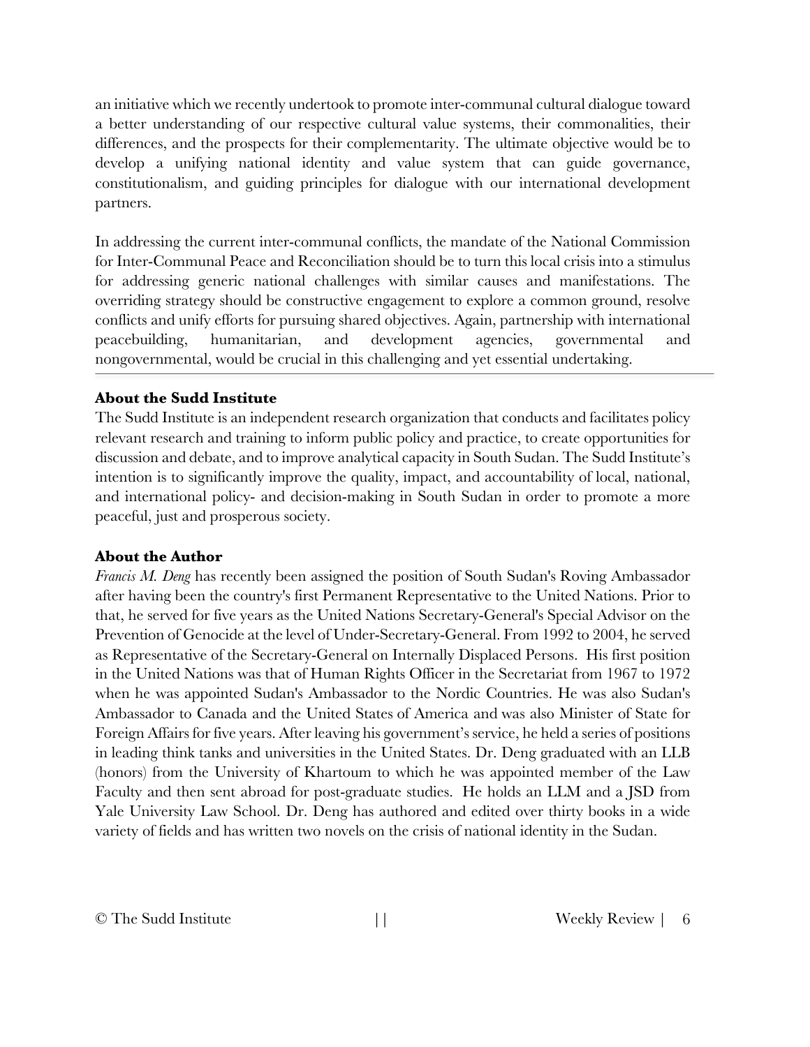an initiative which we recently undertook to promote inter-communal cultural dialogue toward a better understanding of our respective cultural value systems, their commonalities, their differences, and the prospects for their complementarity. The ultimate objective would be to develop a unifying national identity and value system that can guide governance, constitutionalism, and guiding principles for dialogue with our international development partners.

In addressing the current inter-communal conflicts, the mandate of the National Commission for Inter-Communal Peace and Reconciliation should be to turn this local crisis into a stimulus for addressing generic national challenges with similar causes and manifestations. The overriding strategy should be constructive engagement to explore a common ground, resolve conflicts and unify efforts for pursuing shared objectives. Again, partnership with international peacebuilding, humanitarian, and development agencies, governmental and nongovernmental, would be crucial in this challenging and yet essential undertaking.

---

**About the Sudd Institute**

The Sudd Institute is an independent research organization that conducts and facilitates policy relevant research and training to inform public policy and practice, to create opportunities for discussion and debate, and to improve analytical capacity in South Sudan. The Sudd Institute's intention is to significantly improve the quality, impact, and accountability of local, national, and international policy- and decision-making in South Sudan in order to promote a more peaceful, just and prosperous society.

**About the Author**

*Francis M. Deng* has recently been assigned the position of South Sudan's Roving Ambassador after having been the country's first Permanent Representative to the United Nations. Prior to that, he served for five years as the United Nations Secretary-General's Special Advisor on the Prevention of Genocide at the level of Under-Secretary-General. From 1992 to 2004, he served as Representative of the Secretary-General on Internally Displaced Persons. His first position in the United Nations was that of Human Rights Officer in the Secretariat from 1967 to 1972 when he was appointed Sudan's Ambassador to the Nordic Countries. He was also Sudan's Ambassador to Canada and the United States of America and was also Minister of State for Foreign Affairs for five years. After leaving his government's service, he held a series of positions in leading think tanks and universities in the United States. Dr. Deng graduated with an LLB (honors) from the University of Khartoum to which he was appointed member of the Law Faculty and then sent abroad for post-graduate studies. He holds an LLM and a JSD from Yale University Law School. Dr. Deng has authored and edited over thirty books in a wide variety of fields and has written two novels on the crisis of national identity in the Sudan.